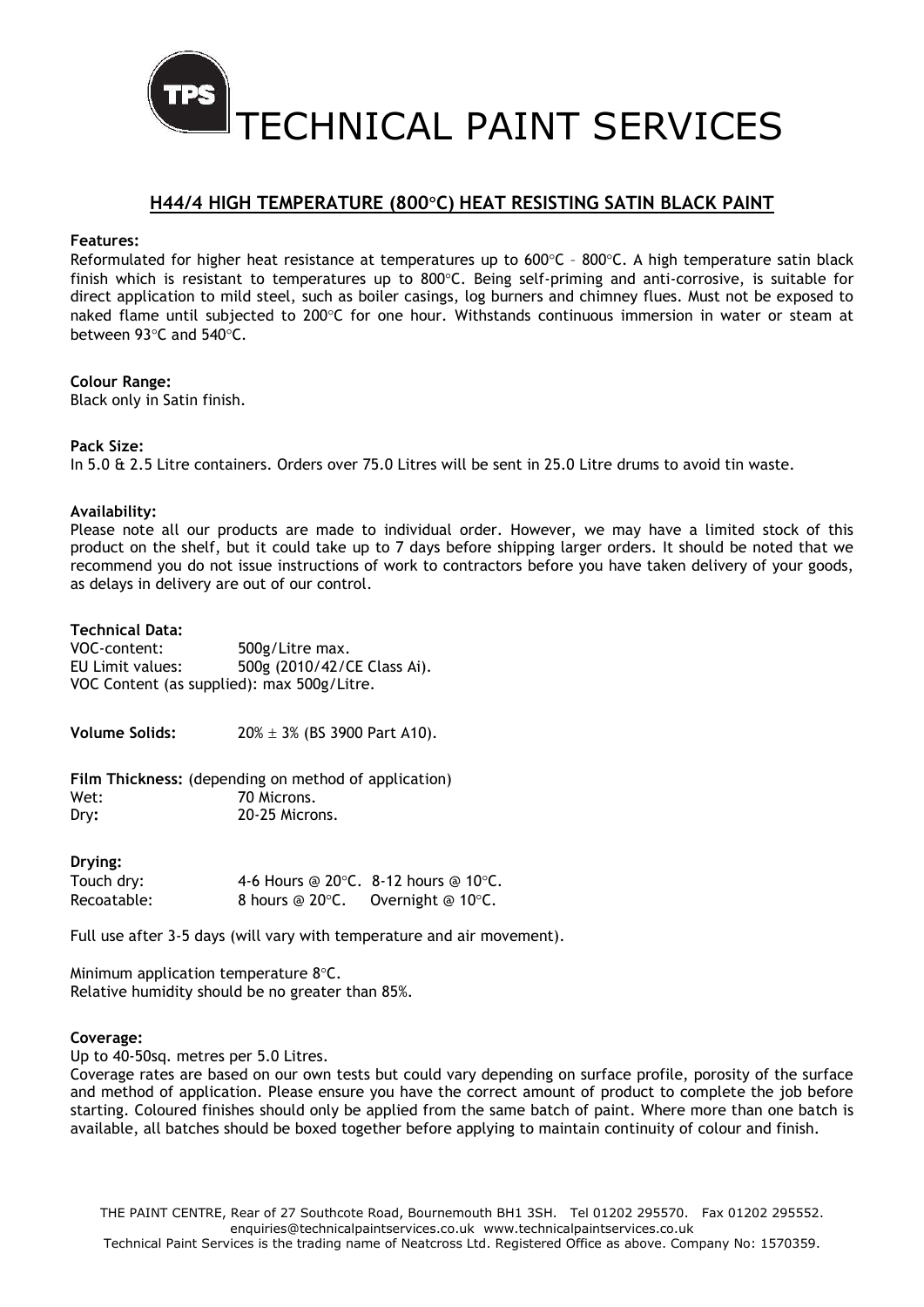# TECHNICAL PAINT SERVICES

## H44/4 HIGH TEMPERATURE (800°C) HEAT RESISTING SATIN BLACK PAINT

**Features:**

Reformulated for higher heat resistance at temperatures up to 600°C – 800°C. A high temperature satin black finish which is resistant to temperatures up to 800°C. Being self-priming and anti-corrosive, is suitable for direct application to mild steel, such as boiler casings, log burners and chimney flues. Must not be exposed to naked flame until subjected to 200°C for one hour. Withstands continuous immersion in water or steam at between 93°C and 540°C.

**Colour Range:**

Black only in Satin finish.

**Pack Size:**

In 5.0 & 2.5 Litre containers. Orders over 75.0 Litres will be sent in 25.0 Litre drums to avoid tin waste.

**Availability:**

Please note all our products are made to individual order. However, we may have a limited stock of this product on the shelf, but it could take up to 7 days before shipping larger orders. It should be noted that we recommend you do not issue instructions of work to contractors before you have taken delivery of your goods, as delays in delivery are out of our control.

**Technical Data:**

VOC-content: 500g/Litre max.
EU Limit values: 500g (2010/42/CE Class Ai).
VOC Content (as supplied): max 500g/Litre.

**Volume Solids:** 20% ± 3% (BS 3900 Part A10).

**Film Thickness:** (depending on method of application)
Wet: 70 Microns.
Dry: 20-25 Microns.

**Drying:**

| | | |
|---|---|---|
| Touch dry: | 4-6 Hours @ 20°C. | 8-12 hours @ 10°C. |
| Recoatable: | 8 hours @ 20°C. | Overnight @ 10°C. |

Full use after 3-5 days (will vary with temperature and air movement).

Minimum application temperature 8°C.
Relative humidity should be no greater than 85%.

**Coverage:**

Up to 40-50sq. metres per 5.0 Litres.

Coverage rates are based on our own tests but could vary depending on surface profile, porosity of the surface and method of application. Please ensure you have the correct amount of product to complete the job before starting. Coloured finishes should only be applied from the same batch of paint. Where more than one batch is available, all batches should be boxed together before applying to maintain continuity of colour and finish.

THE PAINT CENTRE, Rear of 27 Southcote Road, Bournemouth BH1 3SH. Tel 01202 295570. Fax 01202 295552.
enquiries@technicalpaintservices.co.uk www.technicalpaintservices.co.uk
Technical Paint Services is the trading name of Neatcross Ltd. Registered Office as above. Company No: 1570359.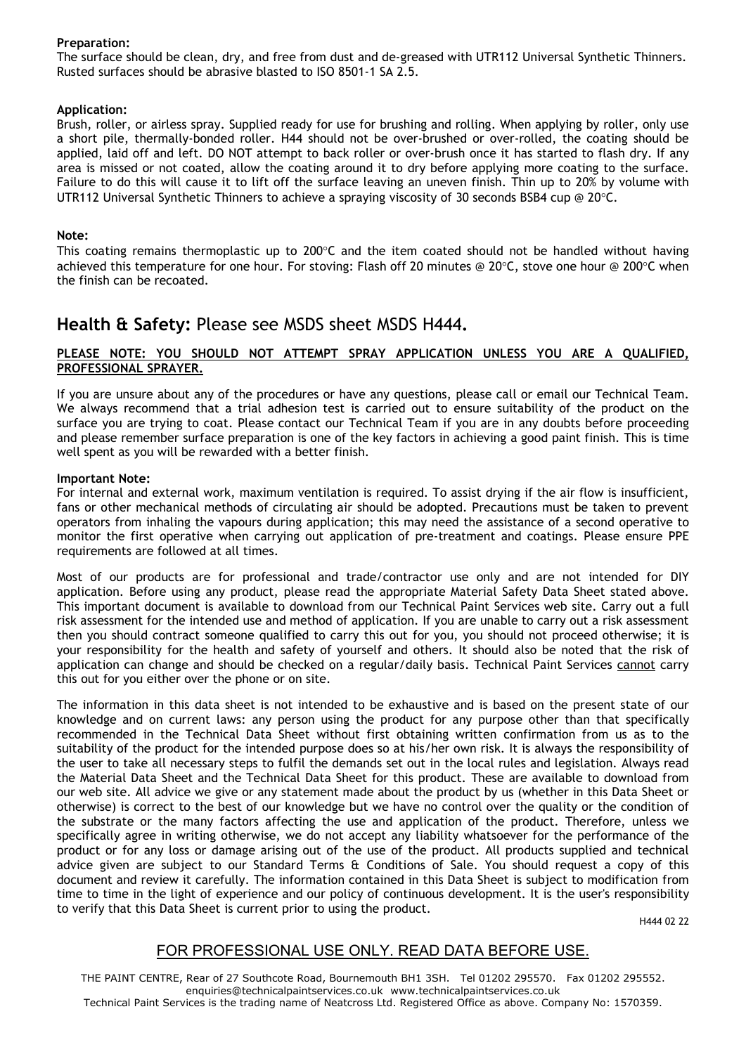**Preparation:**
The surface should be clean, dry, and free from dust and de-greased with UTR112 Universal Synthetic Thinners. Rusted surfaces should be abrasive blasted to ISO 8501-1 SA 2.5.

**Application:**
Brush, roller, or airless spray. Supplied ready for use for brushing and rolling. When applying by roller, only use a short pile, thermally-bonded roller. H44 should not be over-brushed or over-rolled, the coating should be applied, laid off and left. DO NOT attempt to back roller or over-brush once it has started to flash dry. If any area is missed or not coated, allow the coating around it to dry before applying more coating to the surface. Failure to do this will cause it to lift off the surface leaving an uneven finish. Thin up to 20% by volume with UTR112 Universal Synthetic Thinners to achieve a spraying viscosity of 30 seconds BSB4 cup @ 20°C.

**Note:**
This coating remains thermoplastic up to 200°C and the item coated should not be handled without having achieved this temperature for one hour. For stoving: Flash off 20 minutes @ 20°C, stove one hour @ 200°C when the finish can be recoated.

## **Health & Safety:** Please see MSDS sheet MSDS H444.

**PLEASE NOTE: YOU SHOULD NOT ATTEMPT SPRAY APPLICATION UNLESS YOU ARE A QUALIFIED, PROFESSIONAL SPRAYER.**

If you are unsure about any of the procedures or have any questions, please call or email our Technical Team. We always recommend that a trial adhesion test is carried out to ensure suitability of the product on the surface you are trying to coat. Please contact our Technical Team if you are in any doubts before proceeding and please remember surface preparation is one of the key factors in achieving a good paint finish. This is time well spent as you will be rewarded with a better finish.

**Important Note:**
For internal and external work, maximum ventilation is required. To assist drying if the air flow is insufficient, fans or other mechanical methods of circulating air should be adopted. Precautions must be taken to prevent operators from inhaling the vapours during application; this may need the assistance of a second operative to monitor the first operative when carrying out application of pre-treatment and coatings. Please ensure PPE requirements are followed at all times.

Most of our products are for professional and trade/contractor use only and are not intended for DIY application. Before using any product, please read the appropriate Material Safety Data Sheet stated above. This important document is available to download from our Technical Paint Services web site. Carry out a full risk assessment for the intended use and method of application. If you are unable to carry out a risk assessment then you should contract someone qualified to carry this out for you, you should not proceed otherwise; it is your responsibility for the health and safety of yourself and others. It should also be noted that the risk of application can change and should be checked on a regular/daily basis. Technical Paint Services cannot carry this out for you either over the phone or on site.

The information in this data sheet is not intended to be exhaustive and is based on the present state of our knowledge and on current laws: any person using the product for any purpose other than that specifically recommended in the Technical Data Sheet without first obtaining written confirmation from us as to the suitability of the product for the intended purpose does so at his/her own risk. It is always the responsibility of the user to take all necessary steps to fulfil the demands set out in the local rules and legislation. Always read the Material Data Sheet and the Technical Data Sheet for this product. These are available to download from our web site. All advice we give or any statement made about the product by us (whether in this Data Sheet or otherwise) is correct to the best of our knowledge but we have no control over the quality or the condition of the substrate or the many factors affecting the use and application of the product. Therefore, unless we specifically agree in writing otherwise, we do not accept any liability whatsoever for the performance of the product or for any loss or damage arising out of the use of the product. All products supplied and technical advice given are subject to our Standard Terms & Conditions of Sale. You should request a copy of this document and review it carefully. The information contained in this Data Sheet is subject to modification from time to time in the light of experience and our policy of continuous development. It is the user's responsibility to verify that this Data Sheet is current prior to using the product.

H444 02 22

FOR PROFESSIONAL USE ONLY. READ DATA BEFORE USE.

THE PAINT CENTRE, Rear of 27 Southcote Road, Bournemouth BH1 3SH. Tel 01202 295570. Fax 01202 295552.
enquiries@technicalpaintservices.co.uk www.technicalpaintservices.co.uk
Technical Paint Services is the trading name of Neatcross Ltd. Registered Office as above. Company No: 1570359.